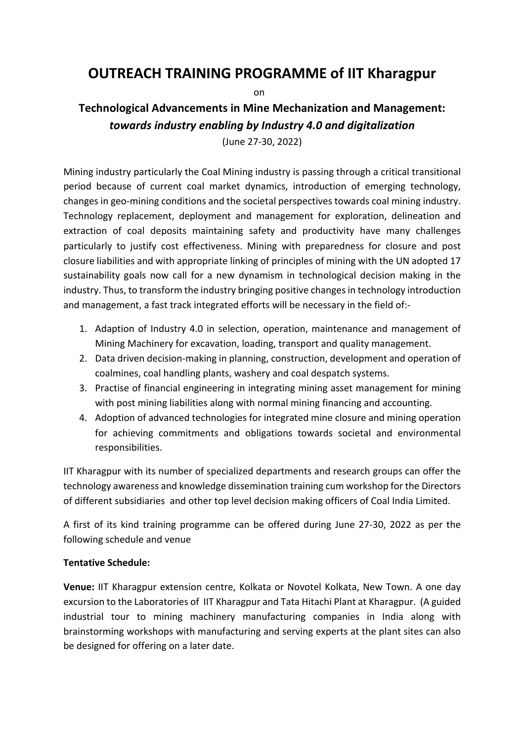# OUTREACH TRAINING PROGRAMME of IIT Kharagpur

on

## Technological Advancements in Mine Mechanization and Management: *towards industry enabling by Industry 4.0 and digitalization*

(June 27-30, 2022)

Mining industry particularly the Coal Mining industry is passing through a critical transitional period because of current coal market dynamics, introduction of emerging technology, changes in geo-mining conditions and the societal perspectives towards coal mining industry. Technology replacement, deployment and management for exploration, delineation and extraction of coal deposits maintaining safety and productivity have many challenges particularly to justify cost effectiveness. Mining with preparedness for closure and post closure liabilities and with appropriate linking of principles of mining with the UN adopted 17 sustainability goals now call for a new dynamism in technological decision making in the industry. Thus, to transform the industry bringing positive changes in technology introduction and management, a fast track integrated efforts will be necessary in the field of:-

1. Adaption of Industry 4.0 in selection, operation, maintenance and management of Mining Machinery for excavation, loading, transport and quality management.
2. Data driven decision-making in planning, construction, development and operation of coalmines, coal handling plants, washery and coal despatch systems.
3. Practise of financial engineering in integrating mining asset management for mining with post mining liabilities along with normal mining financing and accounting.
4. Adoption of advanced technologies for integrated mine closure and mining operation for achieving commitments and obligations towards societal and environmental responsibilities.

IIT Kharagpur with its number of specialized departments and research groups can offer the technology awareness and knowledge dissemination training cum workshop for the Directors of different subsidiaries and other top level decision making officers of Coal India Limited.

A first of its kind training programme can be offered during June 27-30, 2022 as per the following schedule and venue

**Tentative Schedule:**

**Venue:** IIT Kharagpur extension centre, Kolkata or Novotel Kolkata, New Town. A one day excursion to the Laboratories of IIT Kharagpur and Tata Hitachi Plant at Kharagpur. (A guided industrial tour to mining machinery manufacturing companies in India along with brainstorming workshops with manufacturing and serving experts at the plant sites can also be designed for offering on a later date.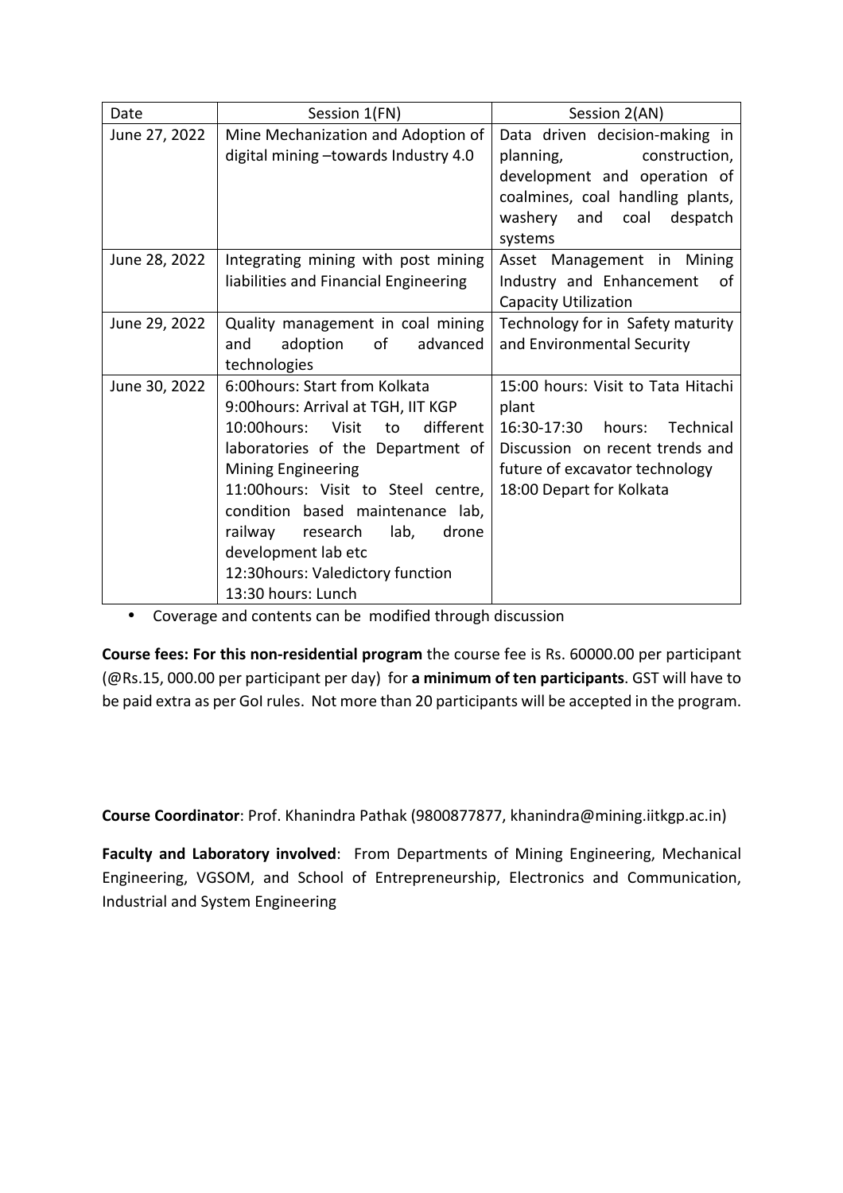| Date | Session 1(FN) | Session 2(AN) |
| --- | --- | --- |
| June 27, 2022 | Mine Mechanization and Adoption of digital mining –towards Industry 4.0 | Data driven decision-making in planning, construction, development and operation of coalmines, coal handling plants, washery and coal despatch systems |
| June 28, 2022 | Integrating mining with post mining liabilities and Financial Engineering | Asset Management in Mining Industry and Enhancement of Capacity Utilization |
| June 29, 2022 | Quality management in coal mining and adoption of advanced technologies | Technology for in Safety maturity and Environmental Security |
| June 30, 2022 | 6:00hours: Start from Kolkata<br>9:00hours: Arrival at TGH, IIT KGP<br>10:00hours: Visit to different laboratories of the Department of Mining Engineering<br>11:00hours: Visit to Steel centre, condition based maintenance lab, railway research lab, drone development lab etc<br>12:30hours: Valedictory function<br>13:30 hours: Lunch | 15:00 hours: Visit to Tata Hitachi plant<br>16:30-17:30 hours: Technical Discussion on recent trends and future of excavator technology<br>18:00 Depart for Kolkata |

- Coverage and contents can be modified through discussion

**Course fees: For this non-residential program** the course fee is Rs. 60000.00 per participant (@Rs.15, 000.00 per participant per day) for **a minimum of ten participants**. GST will have to be paid extra as per GoI rules. Not more than 20 participants will be accepted in the program.

**Course Coordinator**: Prof. Khanindra Pathak (9800877877, khanindra@mining.iitkgp.ac.in)

**Faculty and Laboratory involved**: From Departments of Mining Engineering, Mechanical Engineering, VGSOM, and School of Entrepreneurship, Electronics and Communication, Industrial and System Engineering